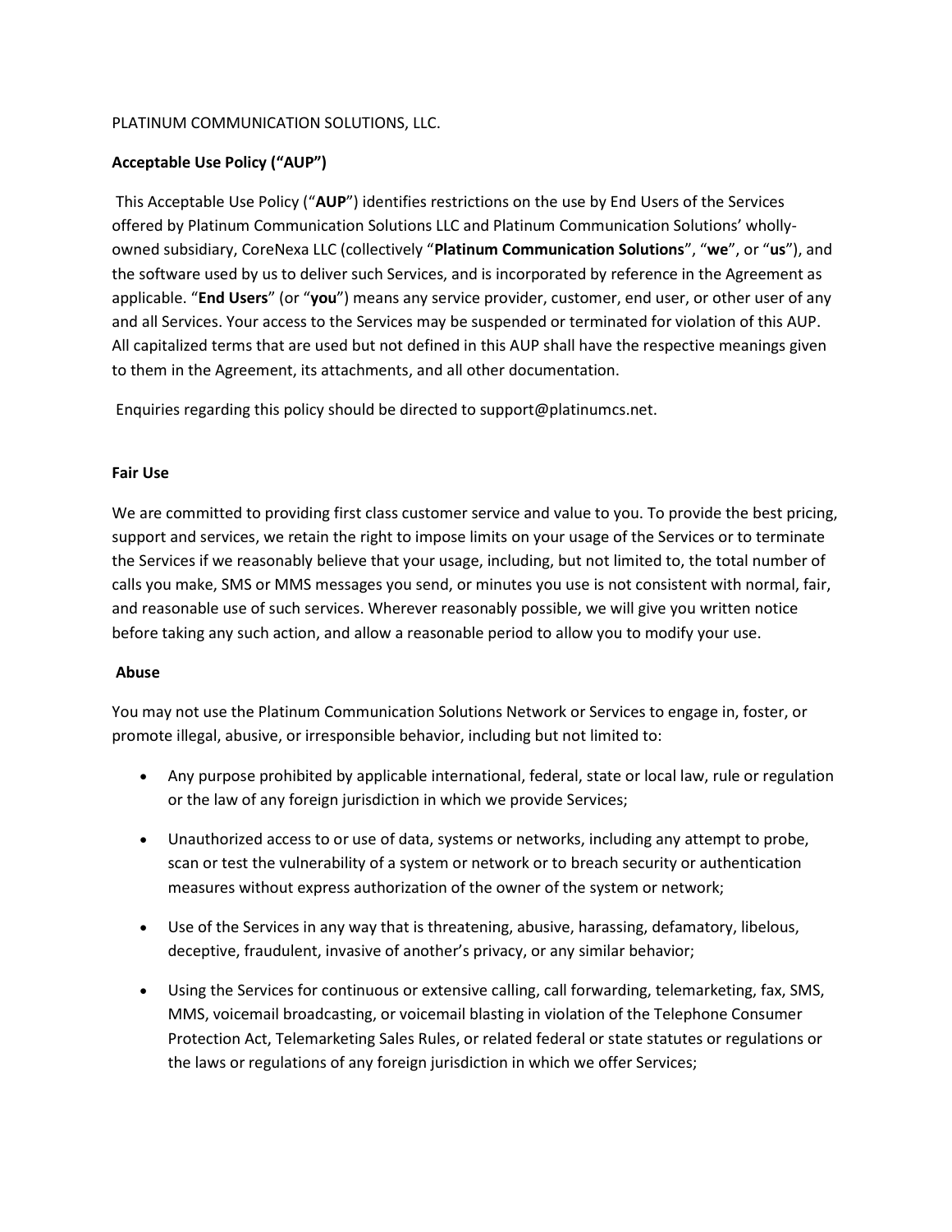PLATINUM COMMUNICATION SOLUTIONS, LLC.

**Acceptable Use Policy ("AUP")**

This Acceptable Use Policy ("**AUP**") identifies restrictions on the use by End Users of the Services offered by Platinum Communication Solutions LLC and Platinum Communication Solutions' wholly-owned subsidiary, CoreNexa LLC (collectively "**Platinum Communication Solutions**", "**we**", or "**us**"), and the software used by us to deliver such Services, and is incorporated by reference in the Agreement as applicable. "**End Users**" (or "**you**") means any service provider, customer, end user, or other user of any and all Services. Your access to the Services may be suspended or terminated for violation of this AUP. All capitalized terms that are used but not defined in this AUP shall have the respective meanings given to them in the Agreement, its attachments, and all other documentation.

Enquiries regarding this policy should be directed to support@platinumcs.net.

**Fair Use**

We are committed to providing first class customer service and value to you. To provide the best pricing, support and services, we retain the right to impose limits on your usage of the Services or to terminate the Services if we reasonably believe that your usage, including, but not limited to, the total number of calls you make, SMS or MMS messages you send, or minutes you use is not consistent with normal, fair, and reasonable use of such services. Wherever reasonably possible, we will give you written notice before taking any such action, and allow a reasonable period to allow you to modify your use.

**Abuse**

You may not use the Platinum Communication Solutions Network or Services to engage in, foster, or promote illegal, abusive, or irresponsible behavior, including but not limited to:

- Any purpose prohibited by applicable international, federal, state or local law, rule or regulation or the law of any foreign jurisdiction in which we provide Services;
- Unauthorized access to or use of data, systems or networks, including any attempt to probe, scan or test the vulnerability of a system or network or to breach security or authentication measures without express authorization of the owner of the system or network;
- Use of the Services in any way that is threatening, abusive, harassing, defamatory, libelous, deceptive, fraudulent, invasive of another's privacy, or any similar behavior;
- Using the Services for continuous or extensive calling, call forwarding, telemarketing, fax, SMS, MMS, voicemail broadcasting, or voicemail blasting in violation of the Telephone Consumer Protection Act, Telemarketing Sales Rules, or related federal or state statutes or regulations or the laws or regulations of any foreign jurisdiction in which we offer Services;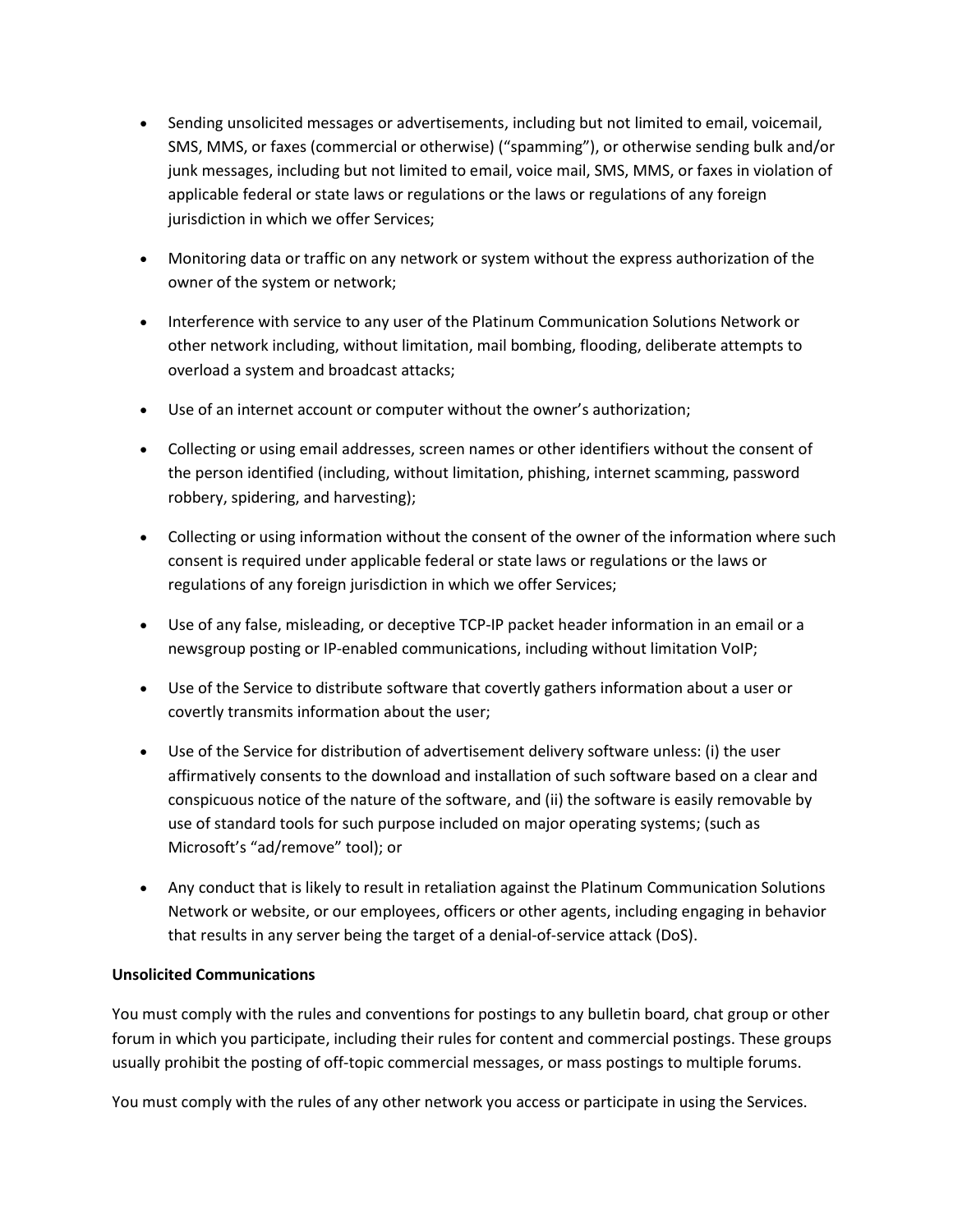- Sending unsolicited messages or advertisements, including but not limited to email, voicemail, SMS, MMS, or faxes (commercial or otherwise) ("spamming"), or otherwise sending bulk and/or junk messages, including but not limited to email, voice mail, SMS, MMS, or faxes in violation of applicable federal or state laws or regulations or the laws or regulations of any foreign jurisdiction in which we offer Services;

- Monitoring data or traffic on any network or system without the express authorization of the owner of the system or network;

- Interference with service to any user of the Platinum Communication Solutions Network or other network including, without limitation, mail bombing, flooding, deliberate attempts to overload a system and broadcast attacks;

- Use of an internet account or computer without the owner's authorization;

- Collecting or using email addresses, screen names or other identifiers without the consent of the person identified (including, without limitation, phishing, internet scamming, password robbery, spidering, and harvesting);

- Collecting or using information without the consent of the owner of the information where such consent is required under applicable federal or state laws or regulations or the laws or regulations of any foreign jurisdiction in which we offer Services;

- Use of any false, misleading, or deceptive TCP-IP packet header information in an email or a newsgroup posting or IP-enabled communications, including without limitation VoIP;

- Use of the Service to distribute software that covertly gathers information about a user or covertly transmits information about the user;

- Use of the Service for distribution of advertisement delivery software unless: (i) the user affirmatively consents to the download and installation of such software based on a clear and conspicuous notice of the nature of the software, and (ii) the software is easily removable by use of standard tools for such purpose included on major operating systems; (such as Microsoft's "ad/remove" tool); or

- Any conduct that is likely to result in retaliation against the Platinum Communication Solutions Network or website, or our employees, officers or other agents, including engaging in behavior that results in any server being the target of a denial-of-service attack (DoS).

**Unsolicited Communications**

You must comply with the rules and conventions for postings to any bulletin board, chat group or other forum in which you participate, including their rules for content and commercial postings. These groups usually prohibit the posting of off-topic commercial messages, or mass postings to multiple forums.

You must comply with the rules of any other network you access or participate in using the Services.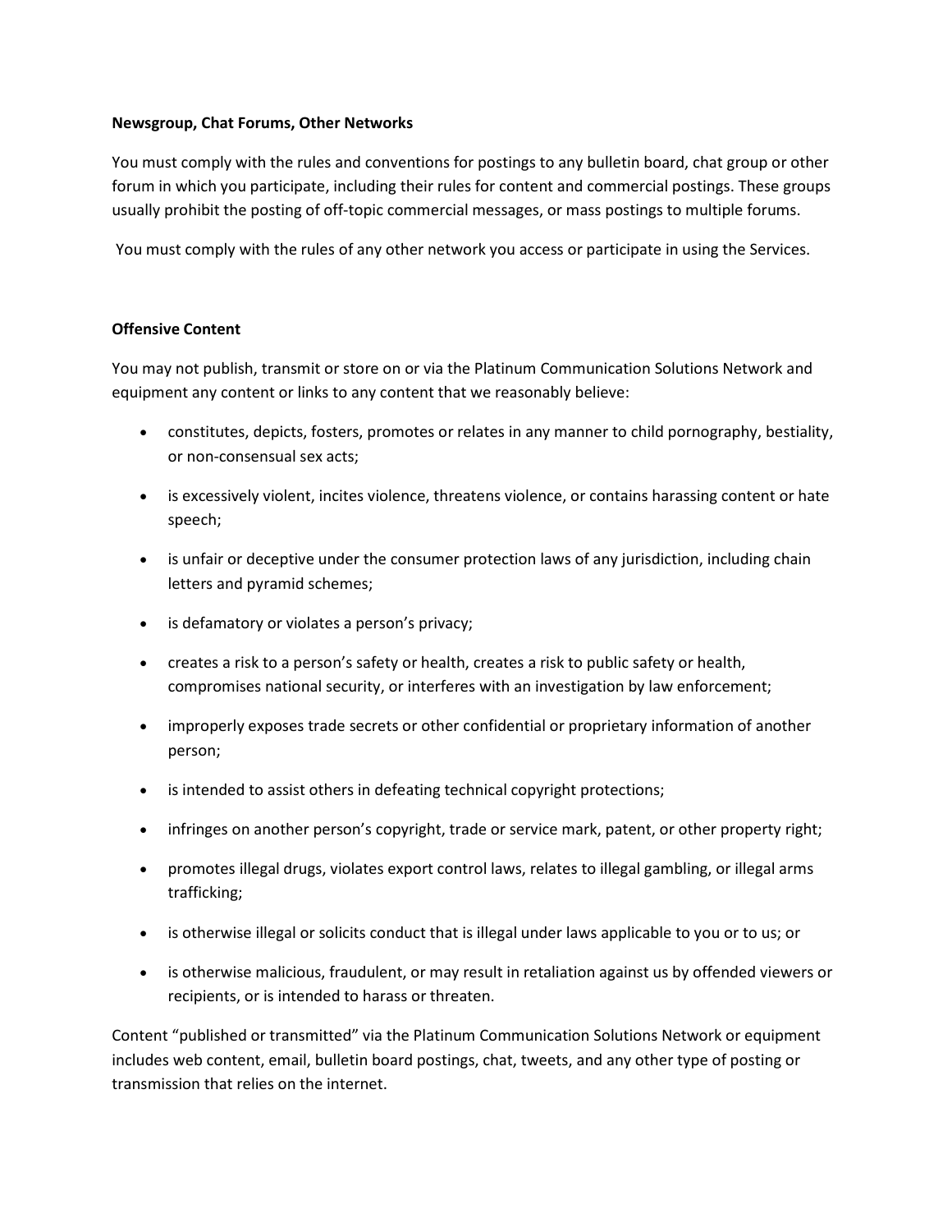**Newsgroup, Chat Forums, Other Networks**

You must comply with the rules and conventions for postings to any bulletin board, chat group or other forum in which you participate, including their rules for content and commercial postings. These groups usually prohibit the posting of off-topic commercial messages, or mass postings to multiple forums.

You must comply with the rules of any other network you access or participate in using the Services.

**Offensive Content**

You may not publish, transmit or store on or via the Platinum Communication Solutions Network and equipment any content or links to any content that we reasonably believe:

- constitutes, depicts, fosters, promotes or relates in any manner to child pornography, bestiality, or non-consensual sex acts;
- is excessively violent, incites violence, threatens violence, or contains harassing content or hate speech;
- is unfair or deceptive under the consumer protection laws of any jurisdiction, including chain letters and pyramid schemes;
- is defamatory or violates a person's privacy;
- creates a risk to a person's safety or health, creates a risk to public safety or health, compromises national security, or interferes with an investigation by law enforcement;
- improperly exposes trade secrets or other confidential or proprietary information of another person;
- is intended to assist others in defeating technical copyright protections;
- infringes on another person's copyright, trade or service mark, patent, or other property right;
- promotes illegal drugs, violates export control laws, relates to illegal gambling, or illegal arms trafficking;
- is otherwise illegal or solicits conduct that is illegal under laws applicable to you or to us; or
- is otherwise malicious, fraudulent, or may result in retaliation against us by offended viewers or recipients, or is intended to harass or threaten.

Content "published or transmitted" via the Platinum Communication Solutions Network or equipment includes web content, email, bulletin board postings, chat, tweets, and any other type of posting or transmission that relies on the internet.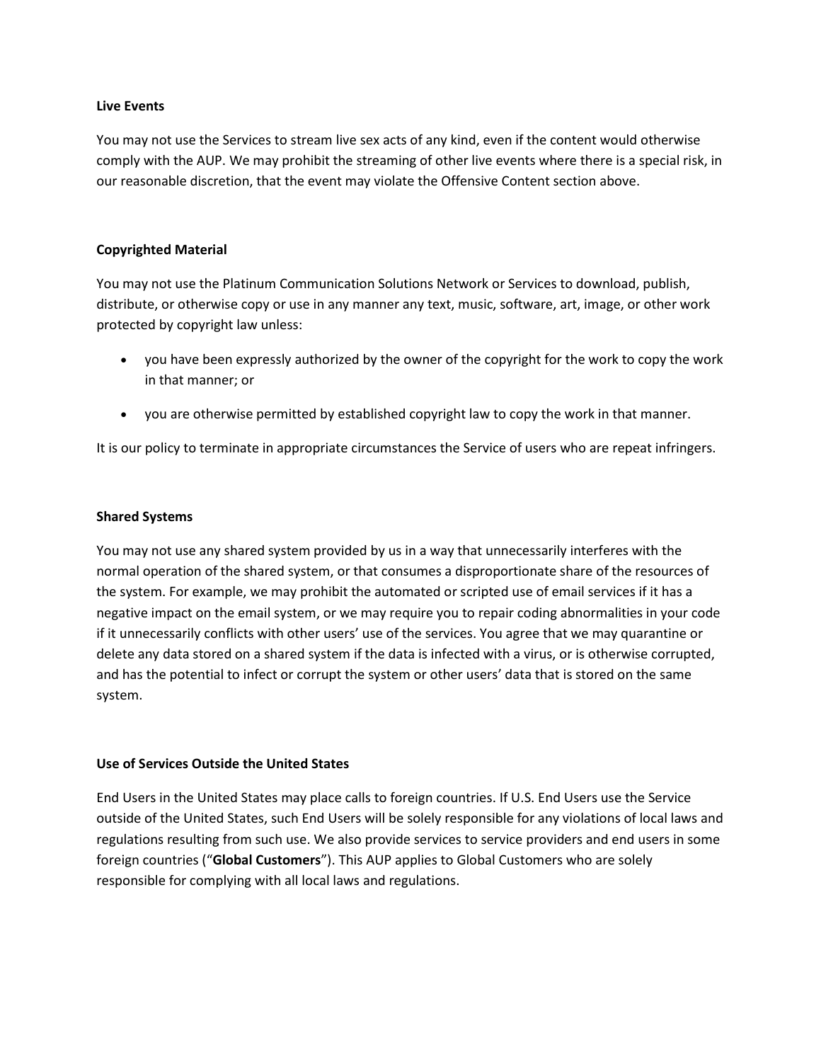### Live Events

You may not use the Services to stream live sex acts of any kind, even if the content would otherwise comply with the AUP. We may prohibit the streaming of other live events where there is a special risk, in our reasonable discretion, that the event may violate the Offensive Content section above.

### Copyrighted Material

You may not use the Platinum Communication Solutions Network or Services to download, publish, distribute, or otherwise copy or use in any manner any text, music, software, art, image, or other work protected by copyright law unless:

- you have been expressly authorized by the owner of the copyright for the work to copy the work in that manner; or
- you are otherwise permitted by established copyright law to copy the work in that manner.

It is our policy to terminate in appropriate circumstances the Service of users who are repeat infringers.

### Shared Systems

You may not use any shared system provided by us in a way that unnecessarily interferes with the normal operation of the shared system, or that consumes a disproportionate share of the resources of the system. For example, we may prohibit the automated or scripted use of email services if it has a negative impact on the email system, or we may require you to repair coding abnormalities in your code if it unnecessarily conflicts with other users' use of the services. You agree that we may quarantine or delete any data stored on a shared system if the data is infected with a virus, or is otherwise corrupted, and has the potential to infect or corrupt the system or other users' data that is stored on the same system.

### Use of Services Outside the United States

End Users in the United States may place calls to foreign countries. If U.S. End Users use the Service outside of the United States, such End Users will be solely responsible for any violations of local laws and regulations resulting from such use. We also provide services to service providers and end users in some foreign countries ("**Global Customers**"). This AUP applies to Global Customers who are solely responsible for complying with all local laws and regulations.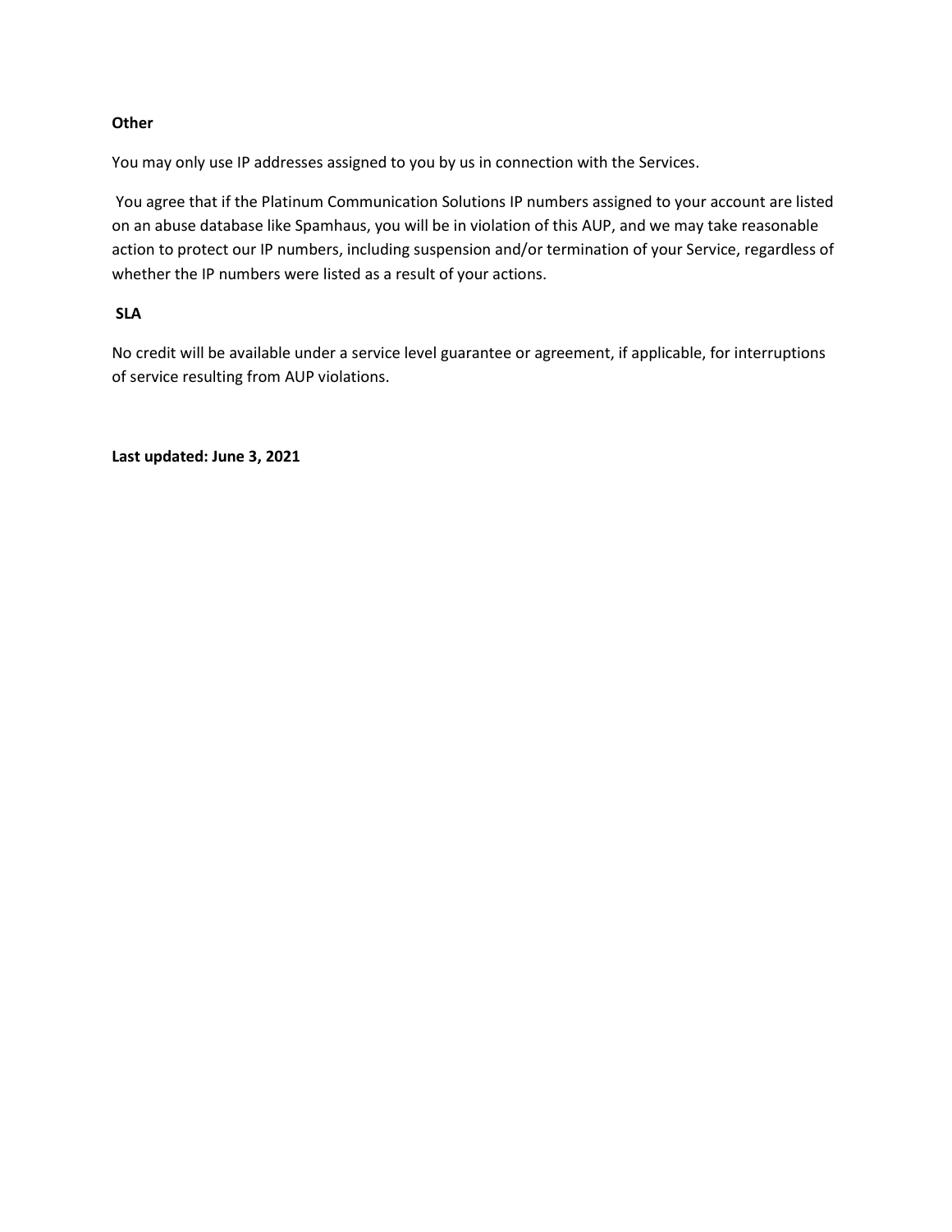**Other**

You may only use IP addresses assigned to you by us in connection with the Services.

You agree that if the Platinum Communication Solutions IP numbers assigned to your account are listed on an abuse database like Spamhaus, you will be in violation of this AUP, and we may take reasonable action to protect our IP numbers, including suspension and/or termination of your Service, regardless of whether the IP numbers were listed as a result of your actions.

**SLA**

No credit will be available under a service level guarantee or agreement, if applicable, for interruptions of service resulting from AUP violations.

**Last updated: June 3, 2021**